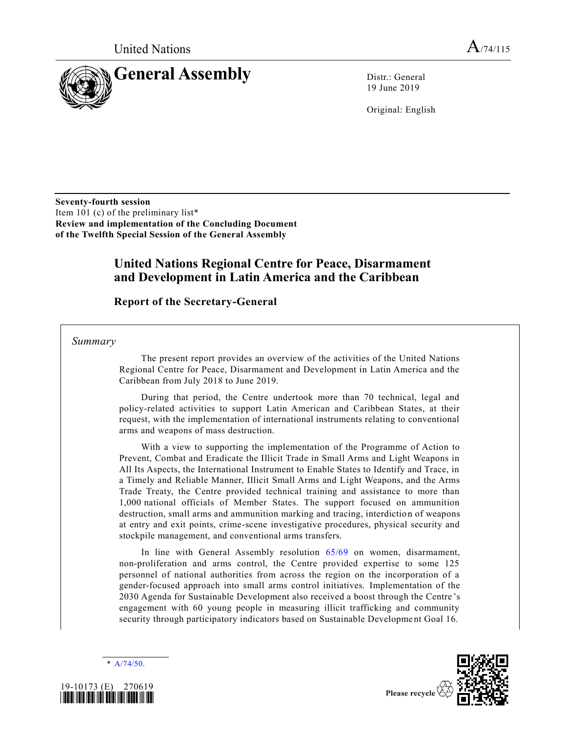United Nations A/74/115

# General Assembly

Distr.: General
19 June 2019

Original: English

**Seventy-fourth session**
Item 101 (c) of the preliminary list*
**Review and implementation of the Concluding Document of the Twelfth Special Session of the General Assembly**

## United Nations Regional Centre for Peace, Disarmament and Development in Latin America and the Caribbean

### Report of the Secretary-General

*Summary*

The present report provides an overview of the activities of the United Nations Regional Centre for Peace, Disarmament and Development in Latin America and the Caribbean from July 2018 to June 2019.

During that period, the Centre undertook more than 70 technical, legal and policy-related activities to support Latin American and Caribbean States, at their request, with the implementation of international instruments relating to conventional arms and weapons of mass destruction.

With a view to supporting the implementation of the Programme of Action to Prevent, Combat and Eradicate the Illicit Trade in Small Arms and Light Weapons in All Its Aspects, the International Instrument to Enable States to Identify and Trace, in a Timely and Reliable Manner, Illicit Small Arms and Light Weapons, and the Arms Trade Treaty, the Centre provided technical training and assistance to more than 1,000 national officials of Member States. The support focused on ammunition destruction, small arms and ammunition marking and tracing, interdiction of weapons at entry and exit points, crime-scene investigative procedures, physical security and stockpile management, and conventional arms transfers.

In line with General Assembly resolution 65/69 on women, disarmament, non-proliferation and arms control, the Centre provided expertise to some 125 personnel of national authorities from across the region on the incorporation of a gender-focused approach into small arms control initiatives. Implementation of the 2030 Agenda for Sustainable Development also received a boost through the Centre's engagement with 60 young people in measuring illicit trafficking and community security through participatory indicators based on Sustainable Development Goal 16.

\* A/74/50.

19-10173 (E) 270619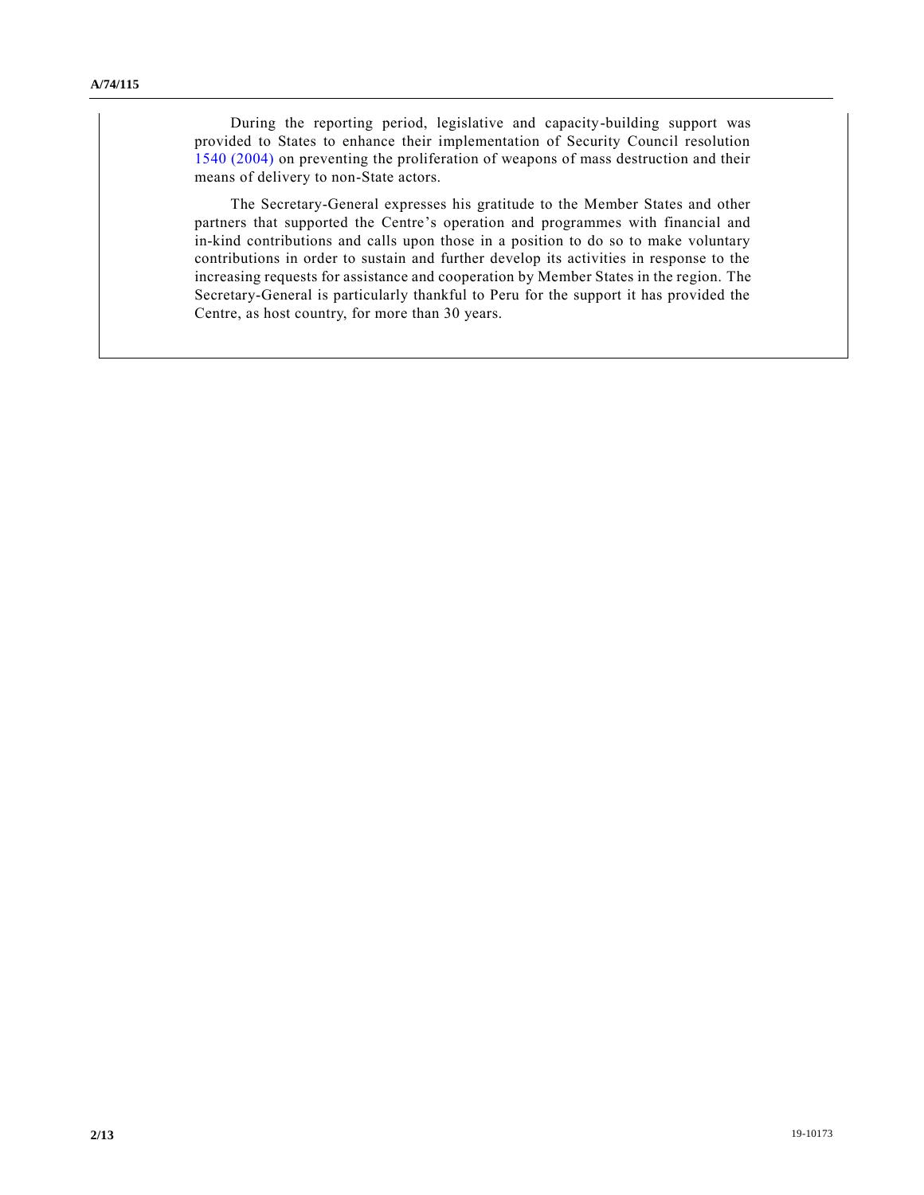During the reporting period, legislative and capacity-building support was provided to States to enhance their implementation of Security Council resolution 1540 (2004) on preventing the proliferation of weapons of mass destruction and their means of delivery to non-State actors.

The Secretary-General expresses his gratitude to the Member States and other partners that supported the Centre's operation and programmes with financial and in-kind contributions and calls upon those in a position to do so to make voluntary contributions in order to sustain and further develop its activities in response to the increasing requests for assistance and cooperation by Member States in the region. The Secretary-General is particularly thankful to Peru for the support it has provided the Centre, as host country, for more than 30 years.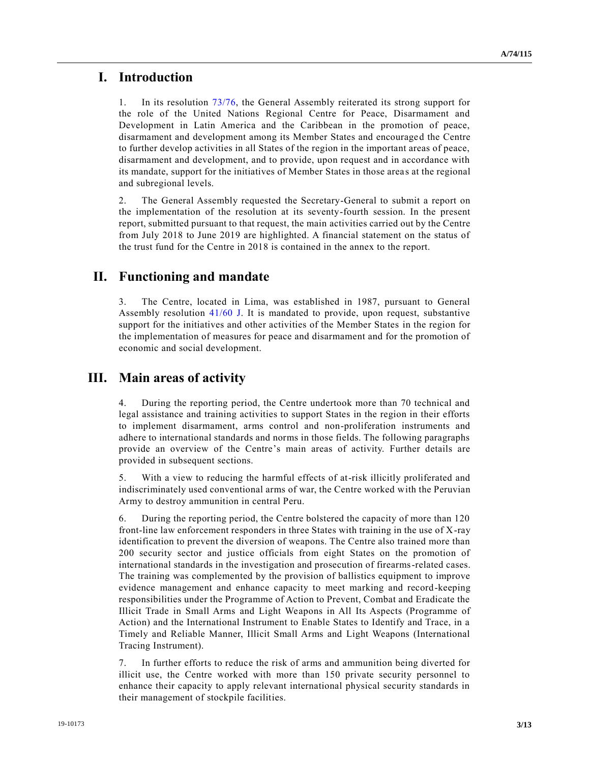## I. Introduction

1. In its resolution 73/76, the General Assembly reiterated its strong support for the role of the United Nations Regional Centre for Peace, Disarmament and Development in Latin America and the Caribbean in the promotion of peace, disarmament and development among its Member States and encouraged the Centre to further develop activities in all States of the region in the important areas of peace, disarmament and development, and to provide, upon request and in accordance with its mandate, support for the initiatives of Member States in those areas at the regional and subregional levels.

2. The General Assembly requested the Secretary-General to submit a report on the implementation of the resolution at its seventy-fourth session. In the present report, submitted pursuant to that request, the main activities carried out by the Centre from July 2018 to June 2019 are highlighted. A financial statement on the status of the trust fund for the Centre in 2018 is contained in the annex to the report.

## II. Functioning and mandate

3. The Centre, located in Lima, was established in 1987, pursuant to General Assembly resolution 41/60 J. It is mandated to provide, upon request, substantive support for the initiatives and other activities of the Member States in the region for the implementation of measures for peace and disarmament and for the promotion of economic and social development.

## III. Main areas of activity

4. During the reporting period, the Centre undertook more than 70 technical and legal assistance and training activities to support States in the region in their efforts to implement disarmament, arms control and non-proliferation instruments and adhere to international standards and norms in those fields. The following paragraphs provide an overview of the Centre's main areas of activity. Further details are provided in subsequent sections.

5. With a view to reducing the harmful effects of at-risk illicitly proliferated and indiscriminately used conventional arms of war, the Centre worked with the Peruvian Army to destroy ammunition in central Peru.

6. During the reporting period, the Centre bolstered the capacity of more than 120 front-line law enforcement responders in three States with training in the use of X-ray identification to prevent the diversion of weapons. The Centre also trained more than 200 security sector and justice officials from eight States on the promotion of international standards in the investigation and prosecution of firearms-related cases. The training was complemented by the provision of ballistics equipment to improve evidence management and enhance capacity to meet marking and record-keeping responsibilities under the Programme of Action to Prevent, Combat and Eradicate the Illicit Trade in Small Arms and Light Weapons in All Its Aspects (Programme of Action) and the International Instrument to Enable States to Identify and Trace, in a Timely and Reliable Manner, Illicit Small Arms and Light Weapons (International Tracing Instrument).

7. In further efforts to reduce the risk of arms and ammunition being diverted for illicit use, the Centre worked with more than 150 private security personnel to enhance their capacity to apply relevant international physical security standards in their management of stockpile facilities.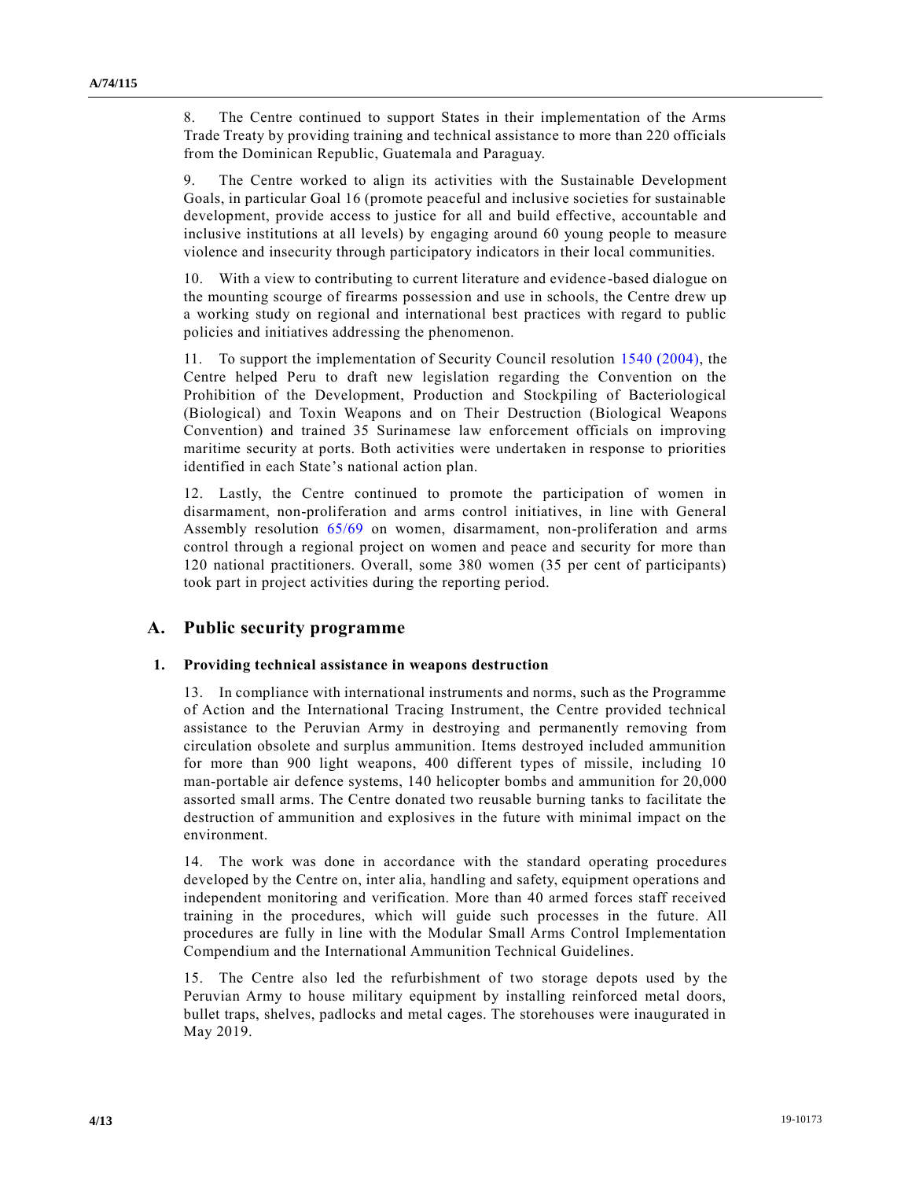8. The Centre continued to support States in their implementation of the Arms Trade Treaty by providing training and technical assistance to more than 220 officials from the Dominican Republic, Guatemala and Paraguay.

9. The Centre worked to align its activities with the Sustainable Development Goals, in particular Goal 16 (promote peaceful and inclusive societies for sustainable development, provide access to justice for all and build effective, accountable and inclusive institutions at all levels) by engaging around 60 young people to measure violence and insecurity through participatory indicators in their local communities.

10. With a view to contributing to current literature and evidence-based dialogue on the mounting scourge of firearms possession and use in schools, the Centre drew up a working study on regional and international best practices with regard to public policies and initiatives addressing the phenomenon.

11. To support the implementation of Security Council resolution 1540 (2004), the Centre helped Peru to draft new legislation regarding the Convention on the Prohibition of the Development, Production and Stockpiling of Bacteriological (Biological) and Toxin Weapons and on Their Destruction (Biological Weapons Convention) and trained 35 Surinamese law enforcement officials on improving maritime security at ports. Both activities were undertaken in response to priorities identified in each State's national action plan.

12. Lastly, the Centre continued to promote the participation of women in disarmament, non-proliferation and arms control initiatives, in line with General Assembly resolution 65/69 on women, disarmament, non-proliferation and arms control through a regional project on women and peace and security for more than 120 national practitioners. Overall, some 380 women (35 per cent of participants) took part in project activities during the reporting period.

## A. Public security programme

### 1. Providing technical assistance in weapons destruction

13. In compliance with international instruments and norms, such as the Programme of Action and the International Tracing Instrument, the Centre provided technical assistance to the Peruvian Army in destroying and permanently removing from circulation obsolete and surplus ammunition. Items destroyed included ammunition for more than 900 light weapons, 400 different types of missile, including 10 man-portable air defence systems, 140 helicopter bombs and ammunition for 20,000 assorted small arms. The Centre donated two reusable burning tanks to facilitate the destruction of ammunition and explosives in the future with minimal impact on the environment.

14. The work was done in accordance with the standard operating procedures developed by the Centre on, inter alia, handling and safety, equipment operations and independent monitoring and verification. More than 40 armed forces staff received training in the procedures, which will guide such processes in the future. All procedures are fully in line with the Modular Small Arms Control Implementation Compendium and the International Ammunition Technical Guidelines.

15. The Centre also led the refurbishment of two storage depots used by the Peruvian Army to house military equipment by installing reinforced metal doors, bullet traps, shelves, padlocks and metal cages. The storehouses were inaugurated in May 2019.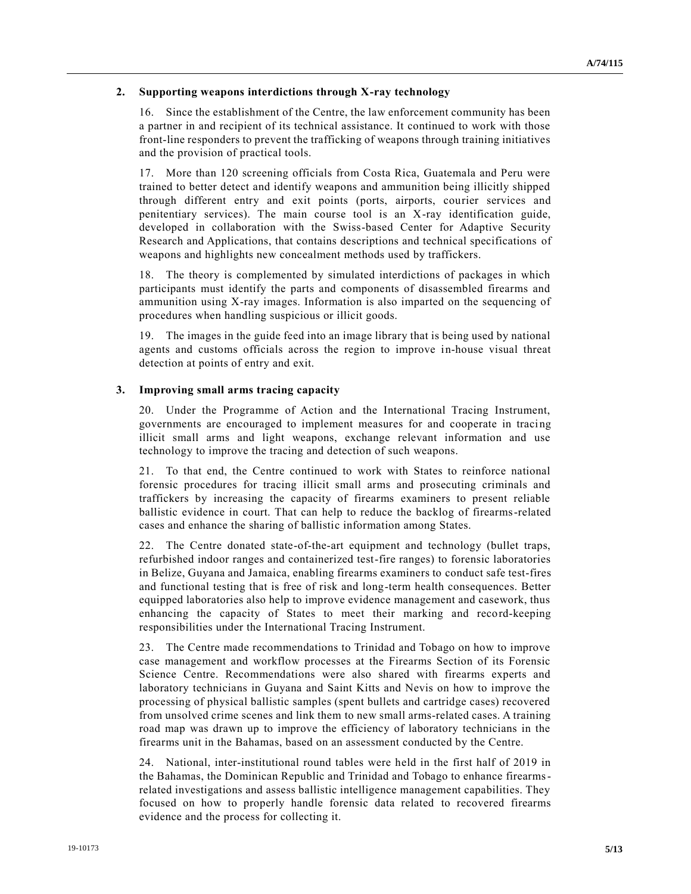### 2. Supporting weapons interdictions through X-ray technology

16. Since the establishment of the Centre, the law enforcement community has been a partner in and recipient of its technical assistance. It continued to work with those front-line responders to prevent the trafficking of weapons through training initiatives and the provision of practical tools.

17. More than 120 screening officials from Costa Rica, Guatemala and Peru were trained to better detect and identify weapons and ammunition being illicitly shipped through different entry and exit points (ports, airports, courier services and penitentiary services). The main course tool is an X-ray identification guide, developed in collaboration with the Swiss-based Center for Adaptive Security Research and Applications, that contains descriptions and technical specifications of weapons and highlights new concealment methods used by traffickers.

18. The theory is complemented by simulated interdictions of packages in which participants must identify the parts and components of disassembled firearms and ammunition using X-ray images. Information is also imparted on the sequencing of procedures when handling suspicious or illicit goods.

19. The images in the guide feed into an image library that is being used by national agents and customs officials across the region to improve in-house visual threat detection at points of entry and exit.

### 3. Improving small arms tracing capacity

20. Under the Programme of Action and the International Tracing Instrument, governments are encouraged to implement measures for and cooperate in tracing illicit small arms and light weapons, exchange relevant information and use technology to improve the tracing and detection of such weapons.

21. To that end, the Centre continued to work with States to reinforce national forensic procedures for tracing illicit small arms and prosecuting criminals and traffickers by increasing the capacity of firearms examiners to present reliable ballistic evidence in court. That can help to reduce the backlog of firearms-related cases and enhance the sharing of ballistic information among States.

22. The Centre donated state-of-the-art equipment and technology (bullet traps, refurbished indoor ranges and containerized test-fire ranges) to forensic laboratories in Belize, Guyana and Jamaica, enabling firearms examiners to conduct safe test-fires and functional testing that is free of risk and long-term health consequences. Better equipped laboratories also help to improve evidence management and casework, thus enhancing the capacity of States to meet their marking and record-keeping responsibilities under the International Tracing Instrument.

23. The Centre made recommendations to Trinidad and Tobago on how to improve case management and workflow processes at the Firearms Section of its Forensic Science Centre. Recommendations were also shared with firearms experts and laboratory technicians in Guyana and Saint Kitts and Nevis on how to improve the processing of physical ballistic samples (spent bullets and cartridge cases) recovered from unsolved crime scenes and link them to new small arms-related cases. A training road map was drawn up to improve the efficiency of laboratory technicians in the firearms unit in the Bahamas, based on an assessment conducted by the Centre.

24. National, inter-institutional round tables were held in the first half of 2019 in the Bahamas, the Dominican Republic and Trinidad and Tobago to enhance firearms-related investigations and assess ballistic intelligence management capabilities. They focused on how to properly handle forensic data related to recovered firearms evidence and the process for collecting it.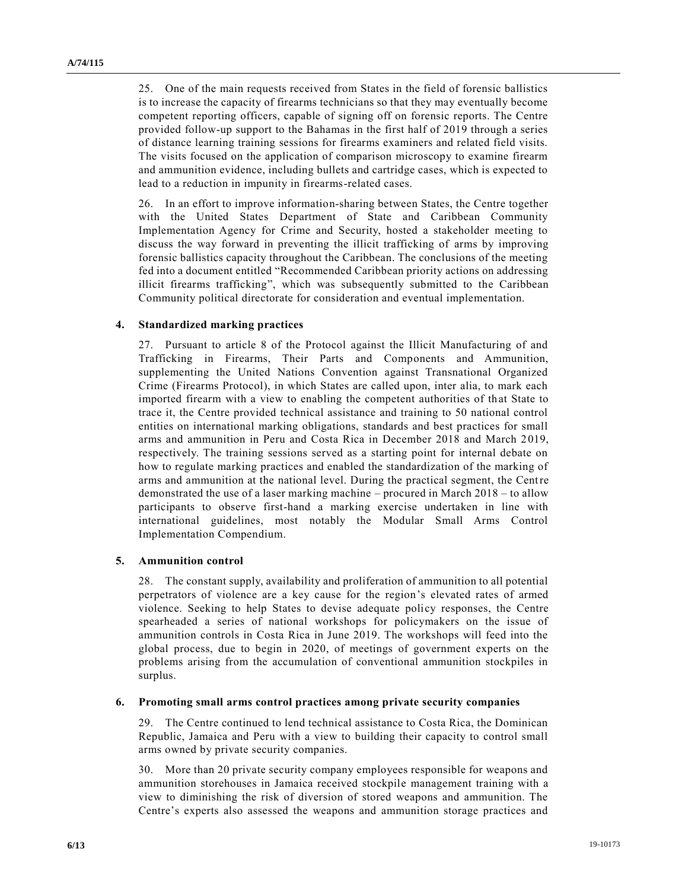25. One of the main requests received from States in the field of forensic ballistics is to increase the capacity of firearms technicians so that they may eventually become competent reporting officers, capable of signing off on forensic reports. The Centre provided follow-up support to the Bahamas in the first half of 2019 through a series of distance learning training sessions for firearms examiners and related field visits. The visits focused on the application of comparison microscopy to examine firearm and ammunition evidence, including bullets and cartridge cases, which is expected to lead to a reduction in impunity in firearms-related cases.

26. In an effort to improve information-sharing between States, the Centre together with the United States Department of State and Caribbean Community Implementation Agency for Crime and Security, hosted a stakeholder meeting to discuss the way forward in preventing the illicit trafficking of arms by improving forensic ballistics capacity throughout the Caribbean. The conclusions of the meeting fed into a document entitled "Recommended Caribbean priority actions on addressing illicit firearms trafficking", which was subsequently submitted to the Caribbean Community political directorate for consideration and eventual implementation.

### 4. Standardized marking practices

27. Pursuant to article 8 of the Protocol against the Illicit Manufacturing of and Trafficking in Firearms, Their Parts and Components and Ammunition, supplementing the United Nations Convention against Transnational Organized Crime (Firearms Protocol), in which States are called upon, inter alia, to mark each imported firearm with a view to enabling the competent authorities of that State to trace it, the Centre provided technical assistance and training to 50 national control entities on international marking obligations, standards and best practices for small arms and ammunition in Peru and Costa Rica in December 2018 and March 2019, respectively. The training sessions served as a starting point for internal debate on how to regulate marking practices and enabled the standardization of the marking of arms and ammunition at the national level. During the practical segment, the Centre demonstrated the use of a laser marking machine – procured in March 2018 – to allow participants to observe first-hand a marking exercise undertaken in line with international guidelines, most notably the Modular Small Arms Control Implementation Compendium.

### 5. Ammunition control

28. The constant supply, availability and proliferation of ammunition to all potential perpetrators of violence are a key cause for the region's elevated rates of armed violence. Seeking to help States to devise adequate policy responses, the Centre spearheaded a series of national workshops for policymakers on the issue of ammunition controls in Costa Rica in June 2019. The workshops will feed into the global process, due to begin in 2020, of meetings of government experts on the problems arising from the accumulation of conventional ammunition stockpiles in surplus.

### 6. Promoting small arms control practices among private security companies

29. The Centre continued to lend technical assistance to Costa Rica, the Dominican Republic, Jamaica and Peru with a view to building their capacity to control small arms owned by private security companies.

30. More than 20 private security company employees responsible for weapons and ammunition storehouses in Jamaica received stockpile management training with a view to diminishing the risk of diversion of stored weapons and ammunition. The Centre's experts also assessed the weapons and ammunition storage practices and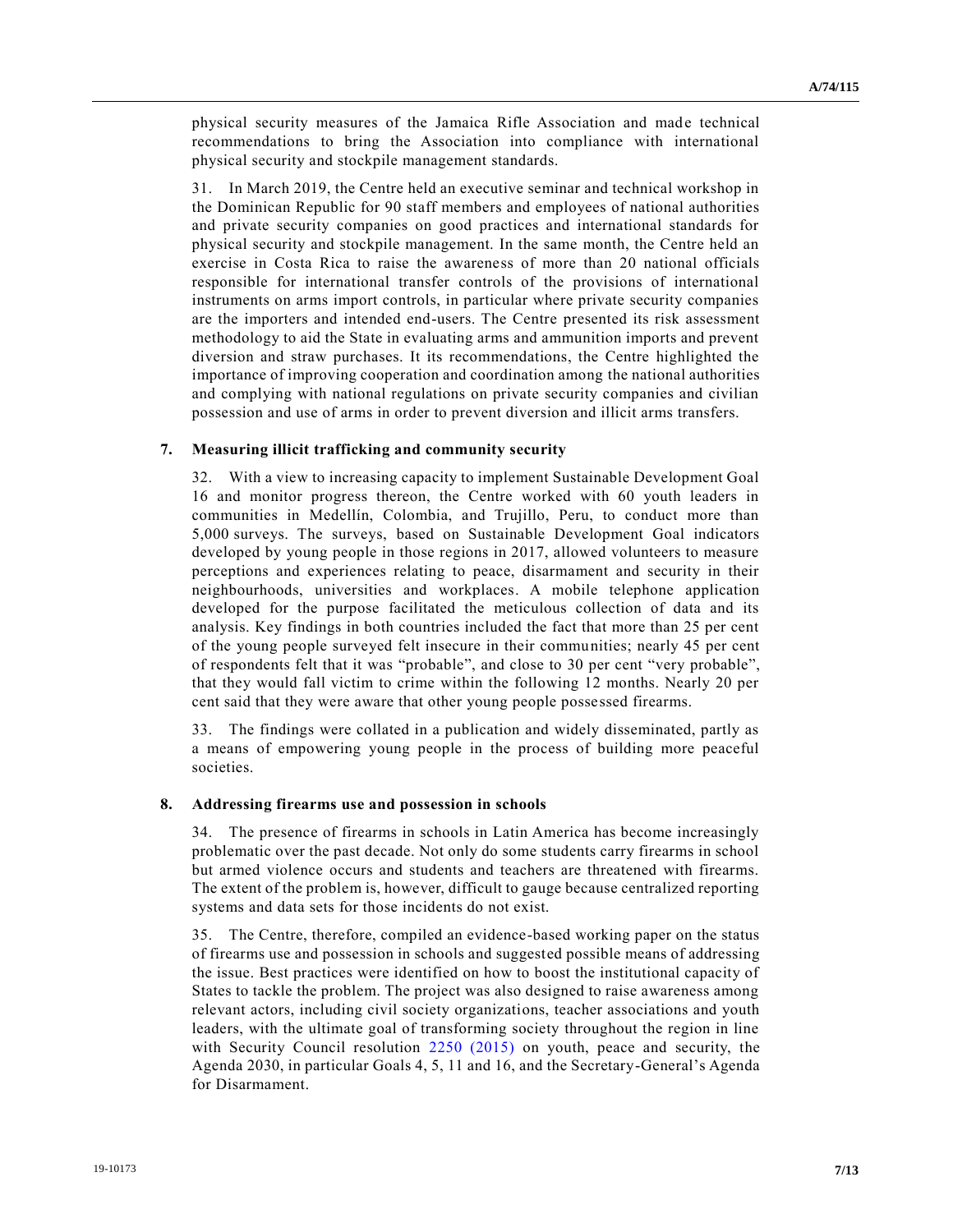physical security measures of the Jamaica Rifle Association and made technical recommendations to bring the Association into compliance with international physical security and stockpile management standards.

31. In March 2019, the Centre held an executive seminar and technical workshop in the Dominican Republic for 90 staff members and employees of national authorities and private security companies on good practices and international standards for physical security and stockpile management. In the same month, the Centre held an exercise in Costa Rica to raise the awareness of more than 20 national officials responsible for international transfer controls of the provisions of international instruments on arms import controls, in particular where private security companies are the importers and intended end-users. The Centre presented its risk assessment methodology to aid the State in evaluating arms and ammunition imports and prevent diversion and straw purchases. It its recommendations, the Centre highlighted the importance of improving cooperation and coordination among the national authorities and complying with national regulations on private security companies and civilian possession and use of arms in order to prevent diversion and illicit arms transfers.

### 7. Measuring illicit trafficking and community security

32. With a view to increasing capacity to implement Sustainable Development Goal 16 and monitor progress thereon, the Centre worked with 60 youth leaders in communities in Medellín, Colombia, and Trujillo, Peru, to conduct more than 5,000 surveys. The surveys, based on Sustainable Development Goal indicators developed by young people in those regions in 2017, allowed volunteers to measure perceptions and experiences relating to peace, disarmament and security in their neighbourhoods, universities and workplaces. A mobile telephone application developed for the purpose facilitated the meticulous collection of data and its analysis. Key findings in both countries included the fact that more than 25 per cent of the young people surveyed felt insecure in their communities; nearly 45 per cent of respondents felt that it was "probable", and close to 30 per cent "very probable", that they would fall victim to crime within the following 12 months. Nearly 20 per cent said that they were aware that other young people possessed firearms.

33. The findings were collated in a publication and widely disseminated, partly as a means of empowering young people in the process of building more peaceful societies.

### 8. Addressing firearms use and possession in schools

34. The presence of firearms in schools in Latin America has become increasingly problematic over the past decade. Not only do some students carry firearms in school but armed violence occurs and students and teachers are threatened with firearms. The extent of the problem is, however, difficult to gauge because centralized reporting systems and data sets for those incidents do not exist.

35. The Centre, therefore, compiled an evidence-based working paper on the status of firearms use and possession in schools and suggested possible means of addressing the issue. Best practices were identified on how to boost the institutional capacity of States to tackle the problem. The project was also designed to raise awareness among relevant actors, including civil society organizations, teacher associations and youth leaders, with the ultimate goal of transforming society throughout the region in line with Security Council resolution 2250 (2015) on youth, peace and security, the Agenda 2030, in particular Goals 4, 5, 11 and 16, and the Secretary-General's Agenda for Disarmament.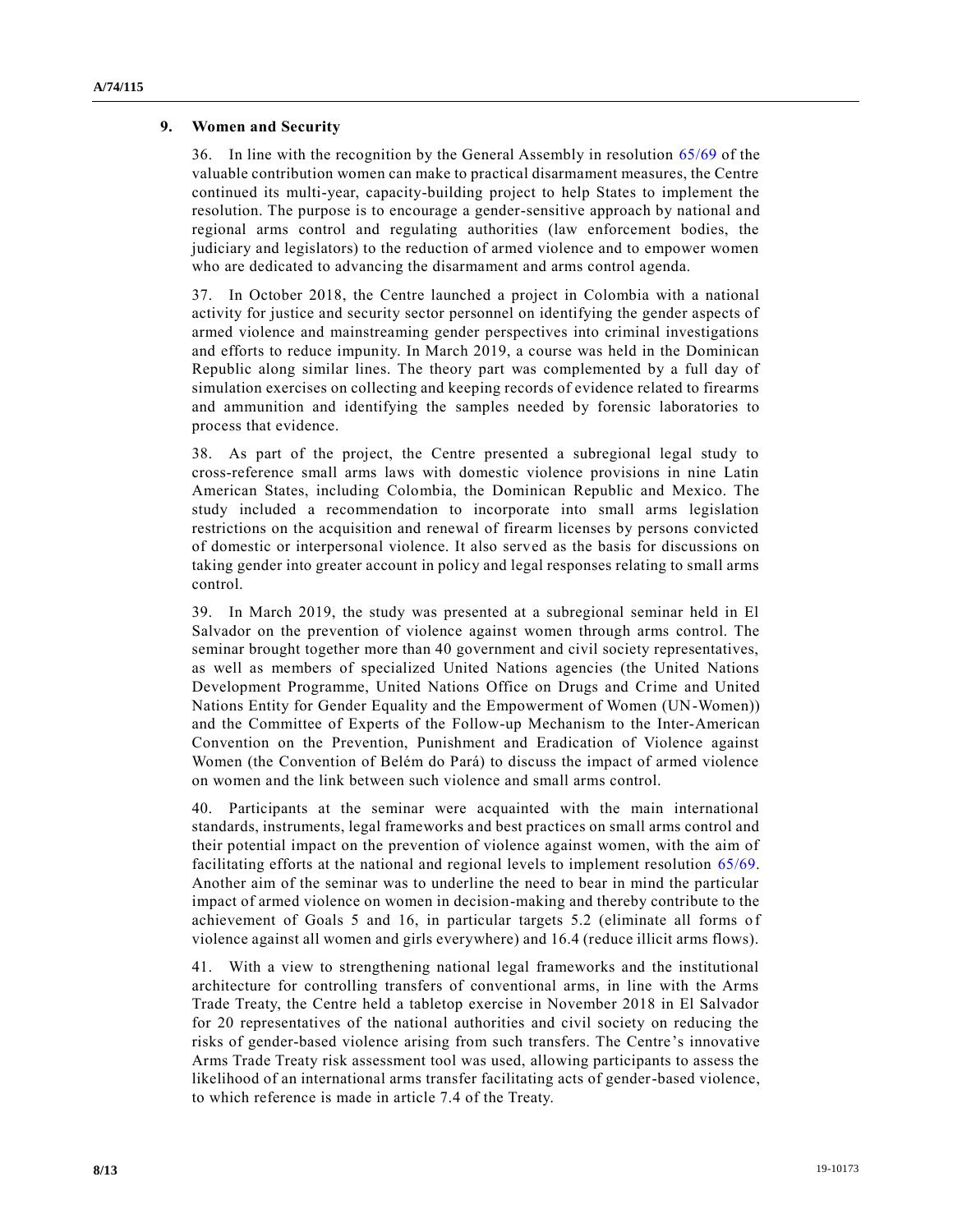## 9. Women and Security

36. In line with the recognition by the General Assembly in resolution 65/69 of the valuable contribution women can make to practical disarmament measures, the Centre continued its multi-year, capacity-building project to help States to implement the resolution. The purpose is to encourage a gender-sensitive approach by national and regional arms control and regulating authorities (law enforcement bodies, the judiciary and legislators) to the reduction of armed violence and to empower women who are dedicated to advancing the disarmament and arms control agenda.

37. In October 2018, the Centre launched a project in Colombia with a national activity for justice and security sector personnel on identifying the gender aspects of armed violence and mainstreaming gender perspectives into criminal investigations and efforts to reduce impunity. In March 2019, a course was held in the Dominican Republic along similar lines. The theory part was complemented by a full day of simulation exercises on collecting and keeping records of evidence related to firearms and ammunition and identifying the samples needed by forensic laboratories to process that evidence.

38. As part of the project, the Centre presented a subregional legal study to cross-reference small arms laws with domestic violence provisions in nine Latin American States, including Colombia, the Dominican Republic and Mexico. The study included a recommendation to incorporate into small arms legislation restrictions on the acquisition and renewal of firearm licenses by persons convicted of domestic or interpersonal violence. It also served as the basis for discussions on taking gender into greater account in policy and legal responses relating to small arms control.

39. In March 2019, the study was presented at a subregional seminar held in El Salvador on the prevention of violence against women through arms control. The seminar brought together more than 40 government and civil society representatives, as well as members of specialized United Nations agencies (the United Nations Development Programme, United Nations Office on Drugs and Crime and United Nations Entity for Gender Equality and the Empowerment of Women (UN-Women)) and the Committee of Experts of the Follow-up Mechanism to the Inter-American Convention on the Prevention, Punishment and Eradication of Violence against Women (the Convention of Belém do Pará) to discuss the impact of armed violence on women and the link between such violence and small arms control.

40. Participants at the seminar were acquainted with the main international standards, instruments, legal frameworks and best practices on small arms control and their potential impact on the prevention of violence against women, with the aim of facilitating efforts at the national and regional levels to implement resolution 65/69. Another aim of the seminar was to underline the need to bear in mind the particular impact of armed violence on women in decision-making and thereby contribute to the achievement of Goals 5 and 16, in particular targets 5.2 (eliminate all forms of violence against all women and girls everywhere) and 16.4 (reduce illicit arms flows).

41. With a view to strengthening national legal frameworks and the institutional architecture for controlling transfers of conventional arms, in line with the Arms Trade Treaty, the Centre held a tabletop exercise in November 2018 in El Salvador for 20 representatives of the national authorities and civil society on reducing the risks of gender-based violence arising from such transfers. The Centre's innovative Arms Trade Treaty risk assessment tool was used, allowing participants to assess the likelihood of an international arms transfer facilitating acts of gender-based violence, to which reference is made in article 7.4 of the Treaty.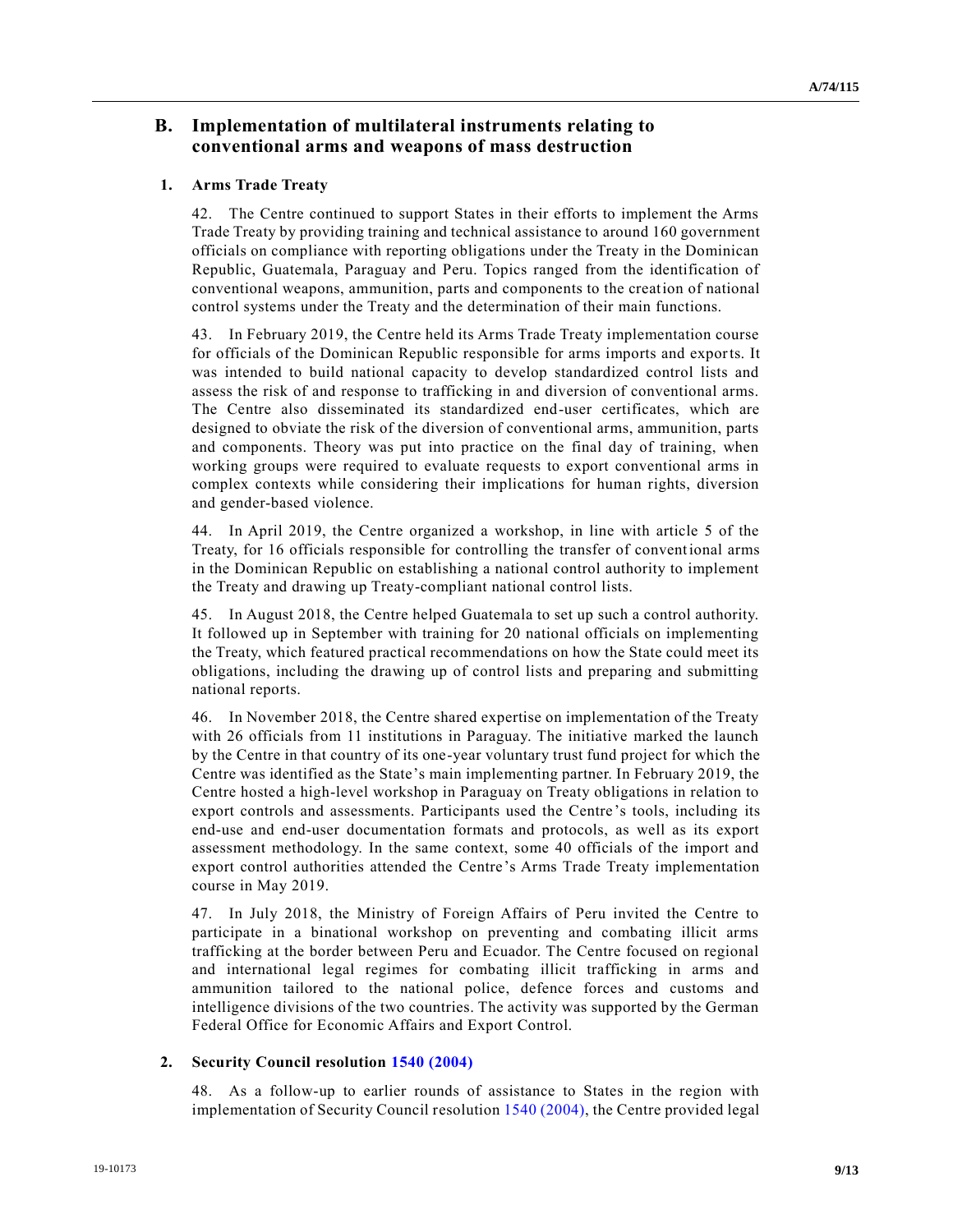## B. Implementation of multilateral instruments relating to conventional arms and weapons of mass destruction

### 1. Arms Trade Treaty

42. The Centre continued to support States in their efforts to implement the Arms Trade Treaty by providing training and technical assistance to around 160 government officials on compliance with reporting obligations under the Treaty in the Dominican Republic, Guatemala, Paraguay and Peru. Topics ranged from the identification of conventional weapons, ammunition, parts and components to the creation of national control systems under the Treaty and the determination of their main functions.

43. In February 2019, the Centre held its Arms Trade Treaty implementation course for officials of the Dominican Republic responsible for arms imports and exports. It was intended to build national capacity to develop standardized control lists and assess the risk of and response to trafficking in and diversion of conventional arms. The Centre also disseminated its standardized end-user certificates, which are designed to obviate the risk of the diversion of conventional arms, ammunition, parts and components. Theory was put into practice on the final day of training, when working groups were required to evaluate requests to export conventional arms in complex contexts while considering their implications for human rights, diversion and gender-based violence.

44. In April 2019, the Centre organized a workshop, in line with article 5 of the Treaty, for 16 officials responsible for controlling the transfer of conventional arms in the Dominican Republic on establishing a national control authority to implement the Treaty and drawing up Treaty-compliant national control lists.

45. In August 2018, the Centre helped Guatemala to set up such a control authority. It followed up in September with training for 20 national officials on implementing the Treaty, which featured practical recommendations on how the State could meet its obligations, including the drawing up of control lists and preparing and submitting national reports.

46. In November 2018, the Centre shared expertise on implementation of the Treaty with 26 officials from 11 institutions in Paraguay. The initiative marked the launch by the Centre in that country of its one-year voluntary trust fund project for which the Centre was identified as the State's main implementing partner. In February 2019, the Centre hosted a high-level workshop in Paraguay on Treaty obligations in relation to export controls and assessments. Participants used the Centre's tools, including its end-use and end-user documentation formats and protocols, as well as its export assessment methodology. In the same context, some 40 officials of the import and export control authorities attended the Centre's Arms Trade Treaty implementation course in May 2019.

47. In July 2018, the Ministry of Foreign Affairs of Peru invited the Centre to participate in a binational workshop on preventing and combating illicit arms trafficking at the border between Peru and Ecuador. The Centre focused on regional and international legal regimes for combating illicit trafficking in arms and ammunition tailored to the national police, defence forces and customs and intelligence divisions of the two countries. The activity was supported by the German Federal Office for Economic Affairs and Export Control.

### 2. Security Council resolution 1540 (2004)

48. As a follow-up to earlier rounds of assistance to States in the region with implementation of Security Council resolution 1540 (2004), the Centre provided legal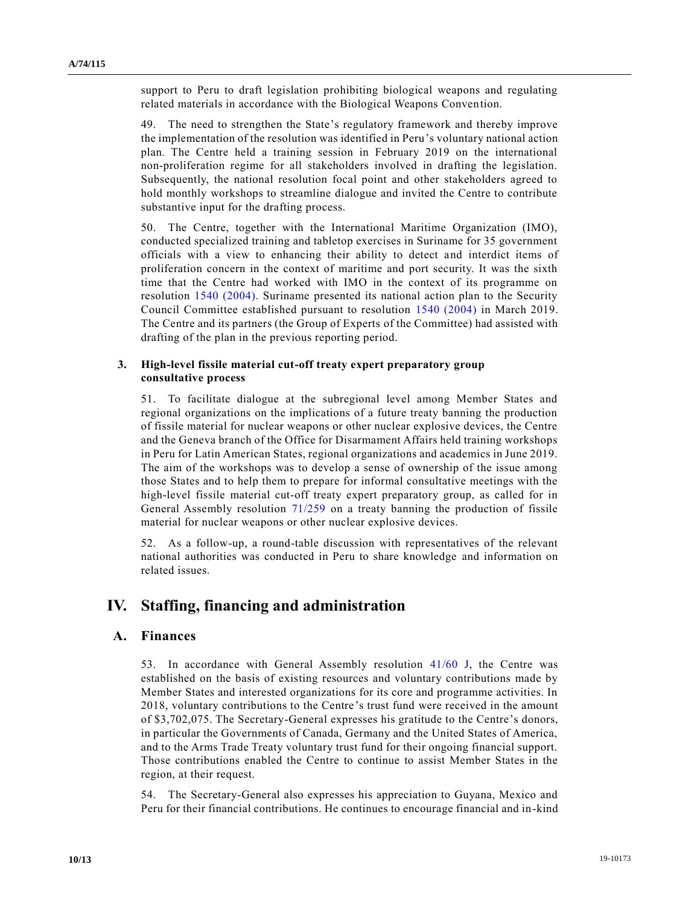support to Peru to draft legislation prohibiting biological weapons and regulating related materials in accordance with the Biological Weapons Convention.

49. The need to strengthen the State's regulatory framework and thereby improve the implementation of the resolution was identified in Peru's voluntary national action plan. The Centre held a training session in February 2019 on the international non-proliferation regime for all stakeholders involved in drafting the legislation. Subsequently, the national resolution focal point and other stakeholders agreed to hold monthly workshops to streamline dialogue and invited the Centre to contribute substantive input for the drafting process.

50. The Centre, together with the International Maritime Organization (IMO), conducted specialized training and tabletop exercises in Suriname for 35 government officials with a view to enhancing their ability to detect and interdict items of proliferation concern in the context of maritime and port security. It was the sixth time that the Centre had worked with IMO in the context of its programme on resolution 1540 (2004). Suriname presented its national action plan to the Security Council Committee established pursuant to resolution 1540 (2004) in March 2019. The Centre and its partners (the Group of Experts of the Committee) had assisted with drafting of the plan in the previous reporting period.

### 3. High-level fissile material cut-off treaty expert preparatory group consultative process

51. To facilitate dialogue at the subregional level among Member States and regional organizations on the implications of a future treaty banning the production of fissile material for nuclear weapons or other nuclear explosive devices, the Centre and the Geneva branch of the Office for Disarmament Affairs held training workshops in Peru for Latin American States, regional organizations and academics in June 2019. The aim of the workshops was to develop a sense of ownership of the issue among those States and to help them to prepare for informal consultative meetings with the high-level fissile material cut-off treaty expert preparatory group, as called for in General Assembly resolution 71/259 on a treaty banning the production of fissile material for nuclear weapons or other nuclear explosive devices.

52. As a follow-up, a round-table discussion with representatives of the relevant national authorities was conducted in Peru to share knowledge and information on related issues.

# IV. Staffing, financing and administration

## A. Finances

53. In accordance with General Assembly resolution 41/60 J, the Centre was established on the basis of existing resources and voluntary contributions made by Member States and interested organizations for its core and programme activities. In 2018, voluntary contributions to the Centre's trust fund were received in the amount of $3,702,075. The Secretary-General expresses his gratitude to the Centre's donors, in particular the Governments of Canada, Germany and the United States of America, and to the Arms Trade Treaty voluntary trust fund for their ongoing financial support. Those contributions enabled the Centre to continue to assist Member States in the region, at their request.

54. The Secretary-General also expresses his appreciation to Guyana, Mexico and Peru for their financial contributions. He continues to encourage financial and in-kind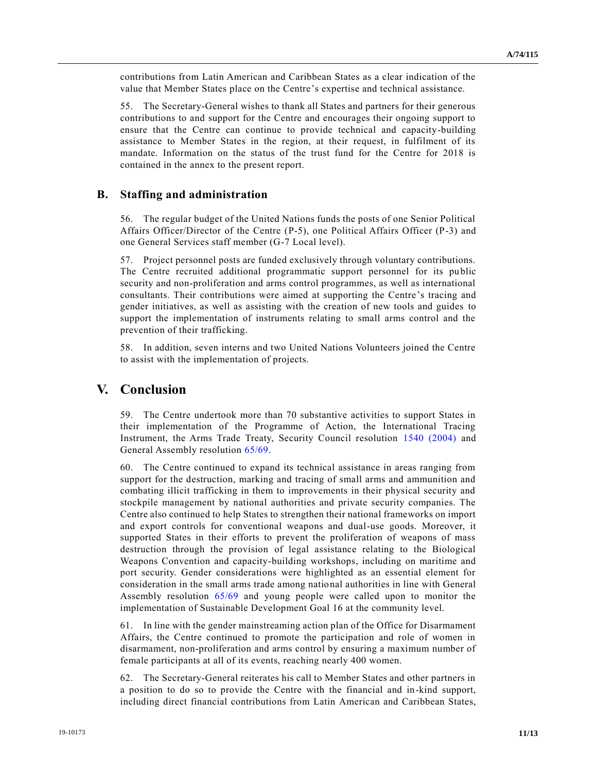contributions from Latin American and Caribbean States as a clear indication of the value that Member States place on the Centre's expertise and technical assistance.

55. The Secretary-General wishes to thank all States and partners for their generous contributions to and support for the Centre and encourages their ongoing support to ensure that the Centre can continue to provide technical and capacity-building assistance to Member States in the region, at their request, in fulfilment of its mandate. Information on the status of the trust fund for the Centre for 2018 is contained in the annex to the present report.

## B. Staffing and administration

56. The regular budget of the United Nations funds the posts of one Senior Political Affairs Officer/Director of the Centre (P-5), one Political Affairs Officer (P-3) and one General Services staff member (G-7 Local level).

57. Project personnel posts are funded exclusively through voluntary contributions. The Centre recruited additional programmatic support personnel for its public security and non-proliferation and arms control programmes, as well as international consultants. Their contributions were aimed at supporting the Centre's tracing and gender initiatives, as well as assisting with the creation of new tools and guides to support the implementation of instruments relating to small arms control and the prevention of their trafficking.

58. In addition, seven interns and two United Nations Volunteers joined the Centre to assist with the implementation of projects.

# V. Conclusion

59. The Centre undertook more than 70 substantive activities to support States in their implementation of the Programme of Action, the International Tracing Instrument, the Arms Trade Treaty, Security Council resolution 1540 (2004) and General Assembly resolution 65/69.

60. The Centre continued to expand its technical assistance in areas ranging from support for the destruction, marking and tracing of small arms and ammunition and combating illicit trafficking in them to improvements in their physical security and stockpile management by national authorities and private security companies. The Centre also continued to help States to strengthen their national frameworks on import and export controls for conventional weapons and dual-use goods. Moreover, it supported States in their efforts to prevent the proliferation of weapons of mass destruction through the provision of legal assistance relating to the Biological Weapons Convention and capacity-building workshops, including on maritime and port security. Gender considerations were highlighted as an essential element for consideration in the small arms trade among national authorities in line with General Assembly resolution 65/69 and young people were called upon to monitor the implementation of Sustainable Development Goal 16 at the community level.

61. In line with the gender mainstreaming action plan of the Office for Disarmament Affairs, the Centre continued to promote the participation and role of women in disarmament, non-proliferation and arms control by ensuring a maximum number of female participants at all of its events, reaching nearly 400 women.

62. The Secretary-General reiterates his call to Member States and other partners in a position to do so to provide the Centre with the financial and in-kind support, including direct financial contributions from Latin American and Caribbean States,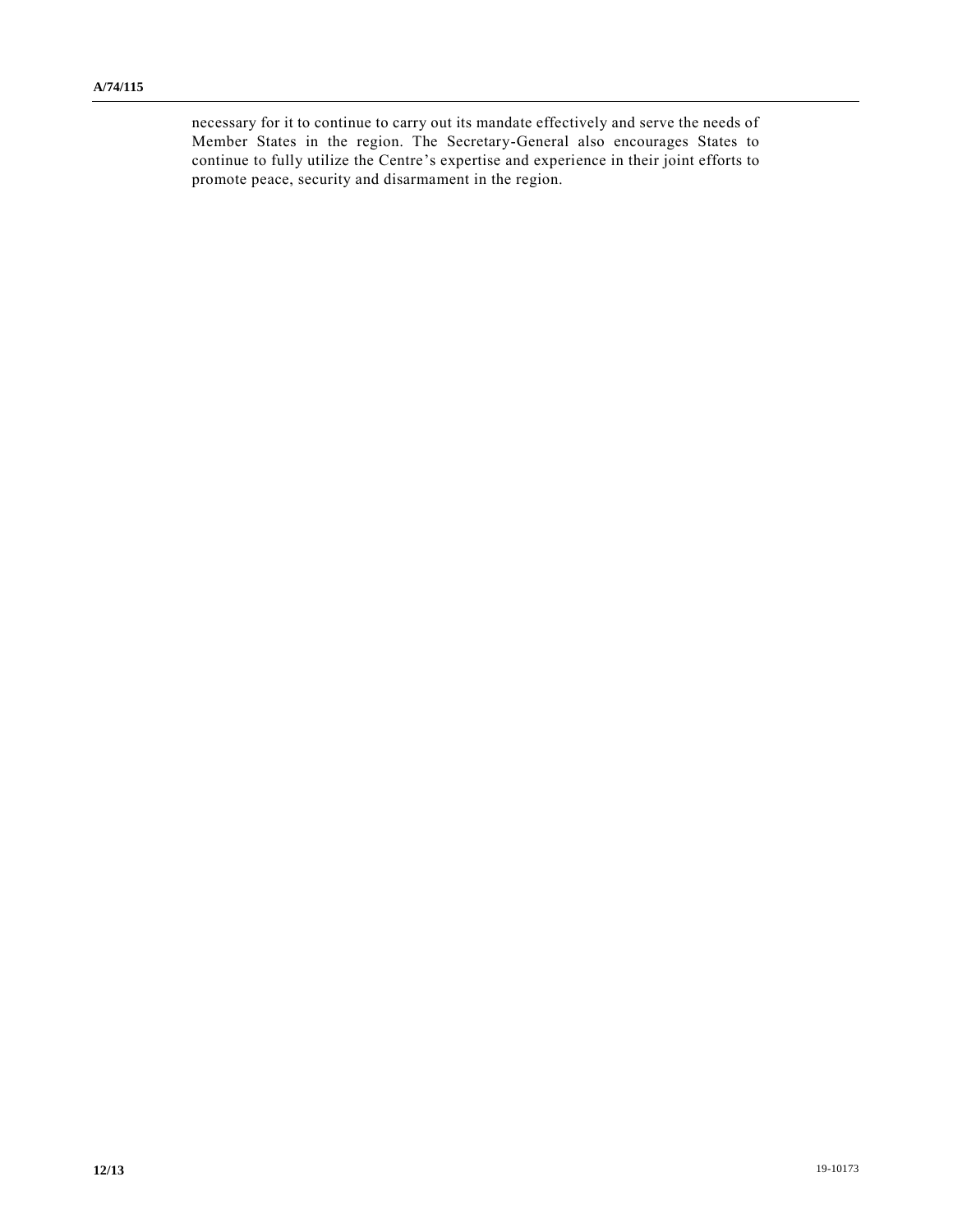necessary for it to continue to carry out its mandate effectively and serve the needs of Member States in the region. The Secretary-General also encourages States to continue to fully utilize the Centre's expertise and experience in their joint efforts to promote peace, security and disarmament in the region.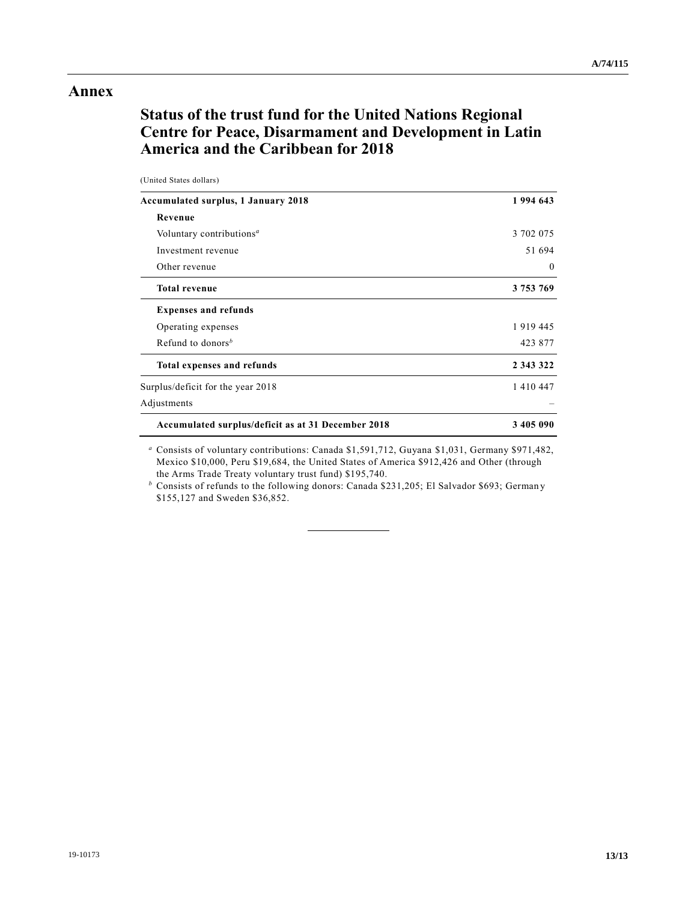# Annex

## Status of the trust fund for the United Nations Regional Centre for Peace, Disarmament and Development in Latin America and the Caribbean for 2018

(United States dollars)

| | |
|---|---|
| **Accumulated surplus, 1 January 2018** | **1 994 643** |
| **Revenue** | |
| Voluntary contributions[a] | 3 702 075 |
| Investment revenue | 51 694 |
| Other revenue | 0 |
| **Total revenue** | **3 753 769** |
| **Expenses and refunds** | |
| Operating expenses | 1 919 445 |
| Refund to donors[b] | 423 877 |
| **Total expenses and refunds** | **2 343 322** |
| Surplus/deficit for the year 2018 | 1 410 447 |
| Adjustments | – |
| **Accumulated surplus/deficit as at 31 December 2018** | **3 405 090** |

[a] Consists of voluntary contributions: Canada $1,591,712, Guyana $1,031, Germany $971,482, Mexico $10,000, Peru $19,684, the United States of America $912,426 and Other (through the Arms Trade Treaty voluntary trust fund) $195,740.

[b] Consists of refunds to the following donors: Canada $231,205; El Salvador $693; Germany $155,127 and Sweden $36,852.